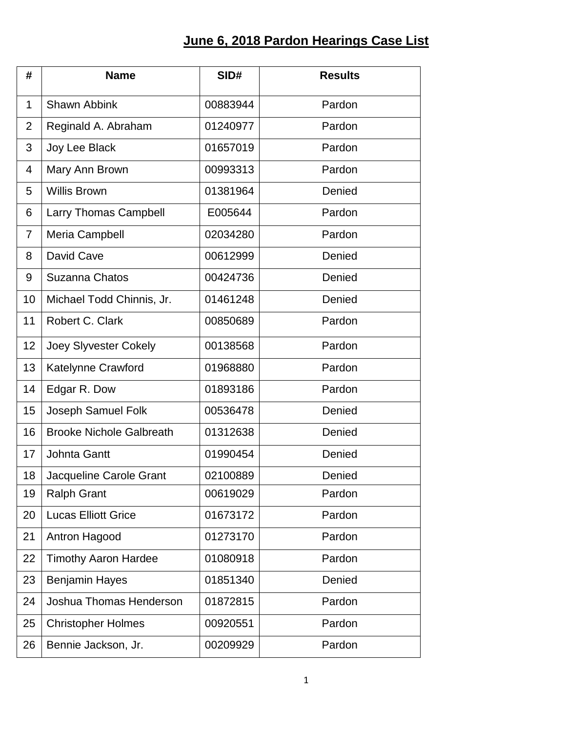# June 6, 2018 Pardon Hearings Case List

| # | Name | SID# | Results |
|---|---|---|---|
| 1 | Shawn Abbink | 00883944 | Pardon |
| 2 | Reginald A. Abraham | 01240977 | Pardon |
| 3 | Joy Lee Black | 01657019 | Pardon |
| 4 | Mary Ann Brown | 00993313 | Pardon |
| 5 | Willis Brown | 01381964 | Denied |
| 6 | Larry Thomas Campbell | E005644 | Pardon |
| 7 | Meria Campbell | 02034280 | Pardon |
| 8 | David Cave | 00612999 | Denied |
| 9 | Suzanna Chatos | 00424736 | Denied |
| 10 | Michael Todd Chinnis, Jr. | 01461248 | Denied |
| 11 | Robert C. Clark | 00850689 | Pardon |
| 12 | Joey Slyvester Cokely | 00138568 | Pardon |
| 13 | Katelynne Crawford | 01968880 | Pardon |
| 14 | Edgar R. Dow | 01893186 | Pardon |
| 15 | Joseph Samuel Folk | 00536478 | Denied |
| 16 | Brooke Nichole Galbreath | 01312638 | Denied |
| 17 | Johnta Gantt | 01990454 | Denied |
| 18 | Jacqueline Carole Grant | 02100889 | Denied |
| 19 | Ralph Grant | 00619029 | Pardon |
| 20 | Lucas Elliott Grice | 01673172 | Pardon |
| 21 | Antron Hagood | 01273170 | Pardon |
| 22 | Timothy Aaron Hardee | 01080918 | Pardon |
| 23 | Benjamin Hayes | 01851340 | Denied |
| 24 | Joshua Thomas Henderson | 01872815 | Pardon |
| 25 | Christopher Holmes | 00920551 | Pardon |
| 26 | Bennie Jackson, Jr. | 00209929 | Pardon |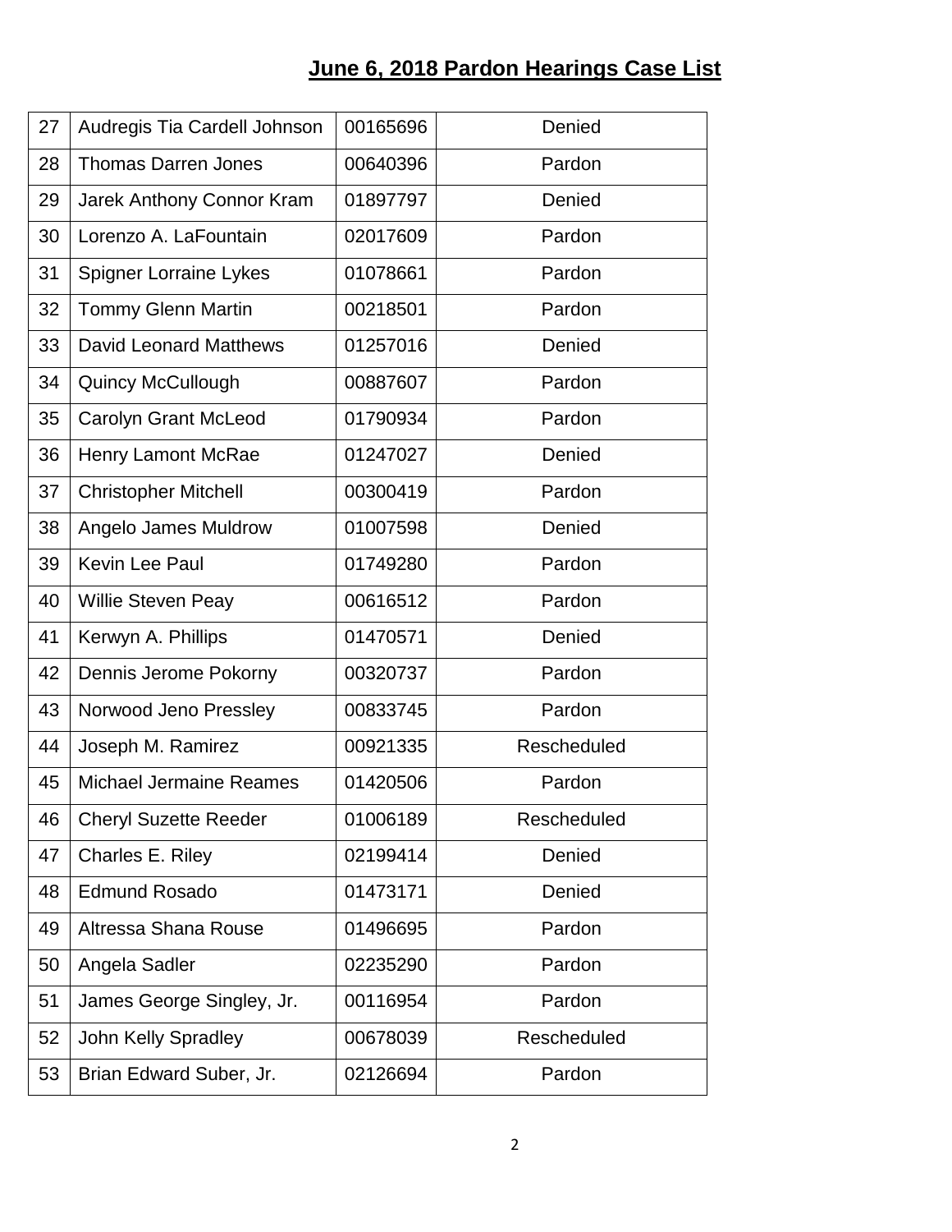## June 6, 2018 Pardon Hearings Case List

| | | | |
|---|---|---|---|
| 27 | Audregis Tia Cardell Johnson | 00165696 | Denied |
| 28 | Thomas Darren Jones | 00640396 | Pardon |
| 29 | Jarek Anthony Connor Kram | 01897797 | Denied |
| 30 | Lorenzo A. LaFountain | 02017609 | Pardon |
| 31 | Spigner Lorraine Lykes | 01078661 | Pardon |
| 32 | Tommy Glenn Martin | 00218501 | Pardon |
| 33 | David Leonard Matthews | 01257016 | Denied |
| 34 | Quincy McCullough | 00887607 | Pardon |
| 35 | Carolyn Grant McLeod | 01790934 | Pardon |
| 36 | Henry Lamont McRae | 01247027 | Denied |
| 37 | Christopher Mitchell | 00300419 | Pardon |
| 38 | Angelo James Muldrow | 01007598 | Denied |
| 39 | Kevin Lee Paul | 01749280 | Pardon |
| 40 | Willie Steven Peay | 00616512 | Pardon |
| 41 | Kerwyn A. Phillips | 01470571 | Denied |
| 42 | Dennis Jerome Pokorny | 00320737 | Pardon |
| 43 | Norwood Jeno Pressley | 00833745 | Pardon |
| 44 | Joseph M. Ramirez | 00921335 | Rescheduled |
| 45 | Michael Jermaine Reames | 01420506 | Pardon |
| 46 | Cheryl Suzette Reeder | 01006189 | Rescheduled |
| 47 | Charles E. Riley | 02199414 | Denied |
| 48 | Edmund Rosado | 01473171 | Denied |
| 49 | Altressa Shana Rouse | 01496695 | Pardon |
| 50 | Angela Sadler | 02235290 | Pardon |
| 51 | James George Singley, Jr. | 00116954 | Pardon |
| 52 | John Kelly Spradley | 00678039 | Rescheduled |
| 53 | Brian Edward Suber, Jr. | 02126694 | Pardon |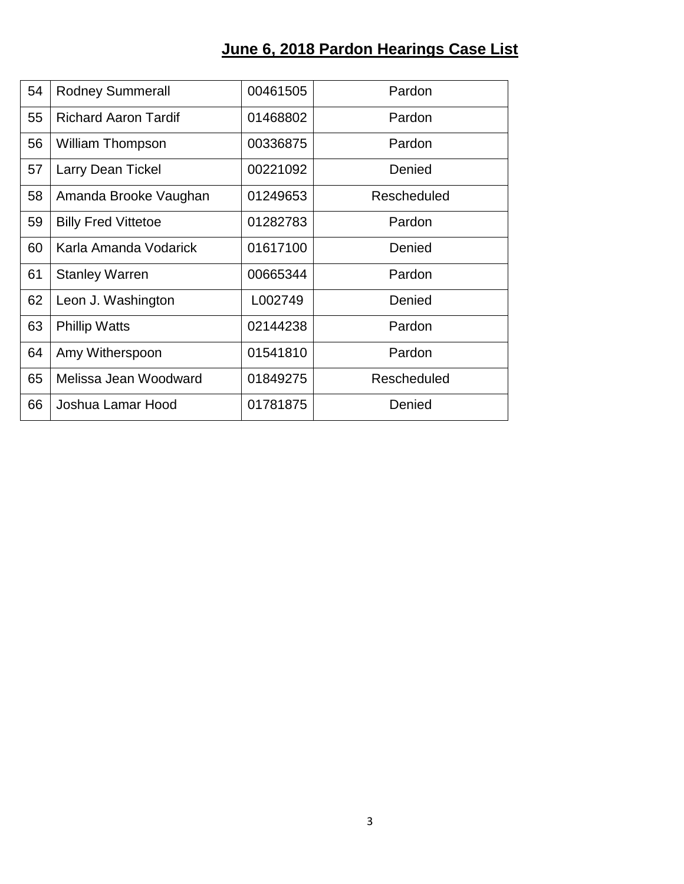## June 6, 2018 Pardon Hearings Case List

| | | | |
|---|---|---|---|
| 54 | Rodney Summerall | 00461505 | Pardon |
| 55 | Richard Aaron Tardif | 01468802 | Pardon |
| 56 | William Thompson | 00336875 | Pardon |
| 57 | Larry Dean Tickel | 00221092 | Denied |
| 58 | Amanda Brooke Vaughan | 01249653 | Rescheduled |
| 59 | Billy Fred Vittetoe | 01282783 | Pardon |
| 60 | Karla Amanda Vodarick | 01617100 | Denied |
| 61 | Stanley Warren | 00665344 | Pardon |
| 62 | Leon J. Washington | L002749 | Denied |
| 63 | Phillip Watts | 02144238 | Pardon |
| 64 | Amy Witherspoon | 01541810 | Pardon |
| 65 | Melissa Jean Woodward | 01849275 | Rescheduled |
| 66 | Joshua Lamar Hood | 01781875 | Denied |